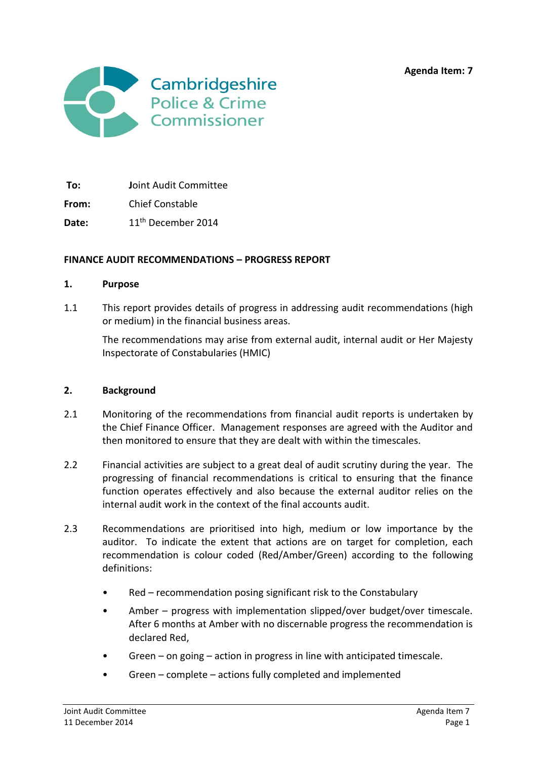Agenda Item: 7

Cambridgeshire Police & Crime Commissioner

**To:** Joint Audit Committee

**From:** Chief Constable

**Date:** 11th December 2014

**FINANCE AUDIT RECOMMENDATIONS – PROGRESS REPORT**

**1. Purpose**

1.1 This report provides details of progress in addressing audit recommendations (high or medium) in the financial business areas.

The recommendations may arise from external audit, internal audit or Her Majesty Inspectorate of Constabularies (HMIC)

**2. Background**

2.1 Monitoring of the recommendations from financial audit reports is undertaken by the Chief Finance Officer. Management responses are agreed with the Auditor and then monitored to ensure that they are dealt with within the timescales.

2.2 Financial activities are subject to a great deal of audit scrutiny during the year. The progressing of financial recommendations is critical to ensuring that the finance function operates effectively and also because the external auditor relies on the internal audit work in the context of the final accounts audit.

2.3 Recommendations are prioritised into high, medium or low importance by the auditor. To indicate the extent that actions are on target for completion, each recommendation is colour coded (Red/Amber/Green) according to the following definitions:

- Red – recommendation posing significant risk to the Constabulary
- Amber – progress with implementation slipped/over budget/over timescale. After 6 months at Amber with no discernable progress the recommendation is declared Red,
- Green – on going – action in progress in line with anticipated timescale.
- Green – complete – actions fully completed and implemented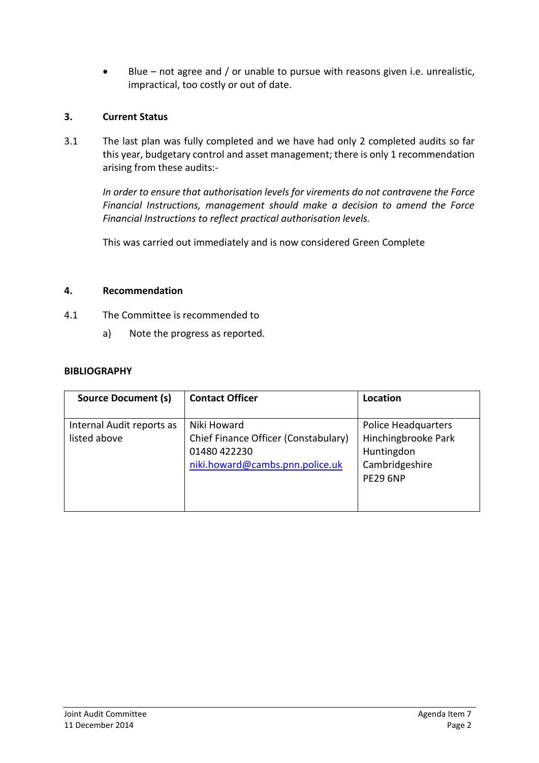- Blue – not agree and / or unable to pursue with reasons given i.e. unrealistic, impractical, too costly or out of date.

### 3. Current Status

3.1 The last plan was fully completed and we have had only 2 completed audits so far this year, budgetary control and asset management; there is only 1 recommendation arising from these audits:-

*In order to ensure that authorisation levels for virements do not contravene the Force Financial Instructions, management should make a decision to amend the Force Financial Instructions to reflect practical authorisation levels.*

This was carried out immediately and is now considered Green Complete

### 4. Recommendation

4.1 The Committee is recommended to

a) Note the progress as reported.

**BIBLIOGRAPHY**

| Source Document (s) | Contact Officer | Location |
|---|---|---|
| Internal Audit reports as listed above | Niki Howard<br>Chief Finance Officer (Constabulary)<br>01480 422230<br>niki.howard@cambs.pnn.police.uk | Police Headquarters<br>Hinchingbrooke Park<br>Huntingdon<br>Cambridgeshire<br>PE29 6NP |